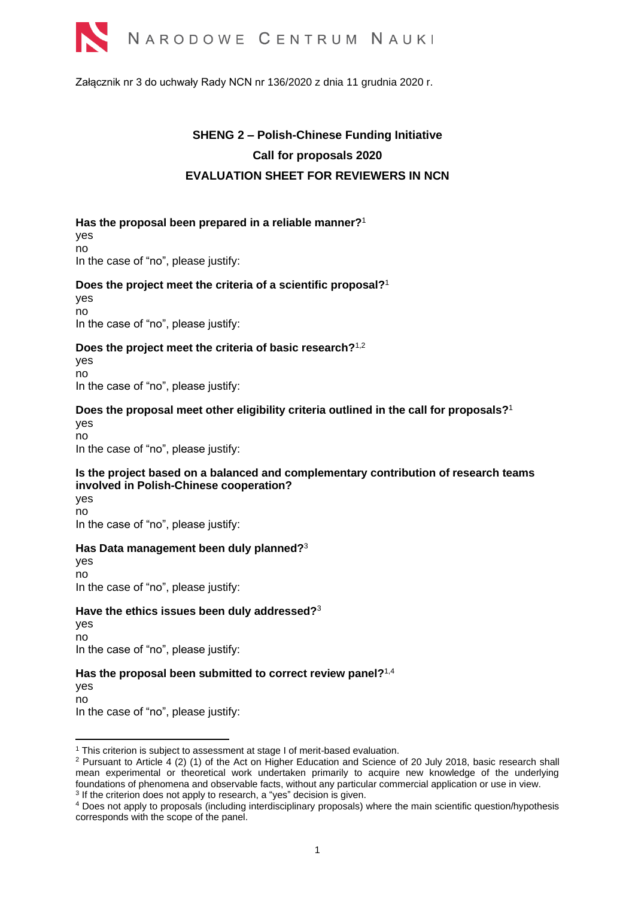Załącznik nr 3 do uchwały Rady NCN nr 136/2020 z dnia 11 grudnia 2020 r.

**SHENG 2 – Polish-Chinese Funding Initiative**

**Call for proposals 2020**

**EVALUATION SHEET FOR REVIEWERS IN NCN**

**Has the proposal been prepared in a reliable manner?**[1]

yes

no

In the case of "no", please justify:

**Does the project meet the criteria of a scientific proposal?**[1]

yes

no

In the case of "no", please justify:

**Does the project meet the criteria of basic research?**[1,2]

yes

no

In the case of "no", please justify:

**Does the proposal meet other eligibility criteria outlined in the call for proposals?**[1]

yes

no

In the case of "no", please justify:

**Is the project based on a balanced and complementary contribution of research teams involved in Polish-Chinese cooperation?**

yes

no

In the case of "no", please justify:

**Has Data management been duly planned?**[3]

yes

no

In the case of "no", please justify:

**Have the ethics issues been duly addressed?**[3]

yes

no

In the case of "no", please justify:

**Has the proposal been submitted to correct review panel?**[1,4]

yes

no

In the case of "no", please justify:

---

[1] This criterion is subject to assessment at stage I of merit-based evaluation.

[2] Pursuant to Article 4 (2) (1) of the Act on Higher Education and Science of 20 July 2018, basic research shall mean experimental or theoretical work undertaken primarily to acquire new knowledge of the underlying foundations of phenomena and observable facts, without any particular commercial application or use in view.

[3] If the criterion does not apply to research, a "yes" decision is given.

[4] Does not apply to proposals (including interdisciplinary proposals) where the main scientific question/hypothesis corresponds with the scope of the panel.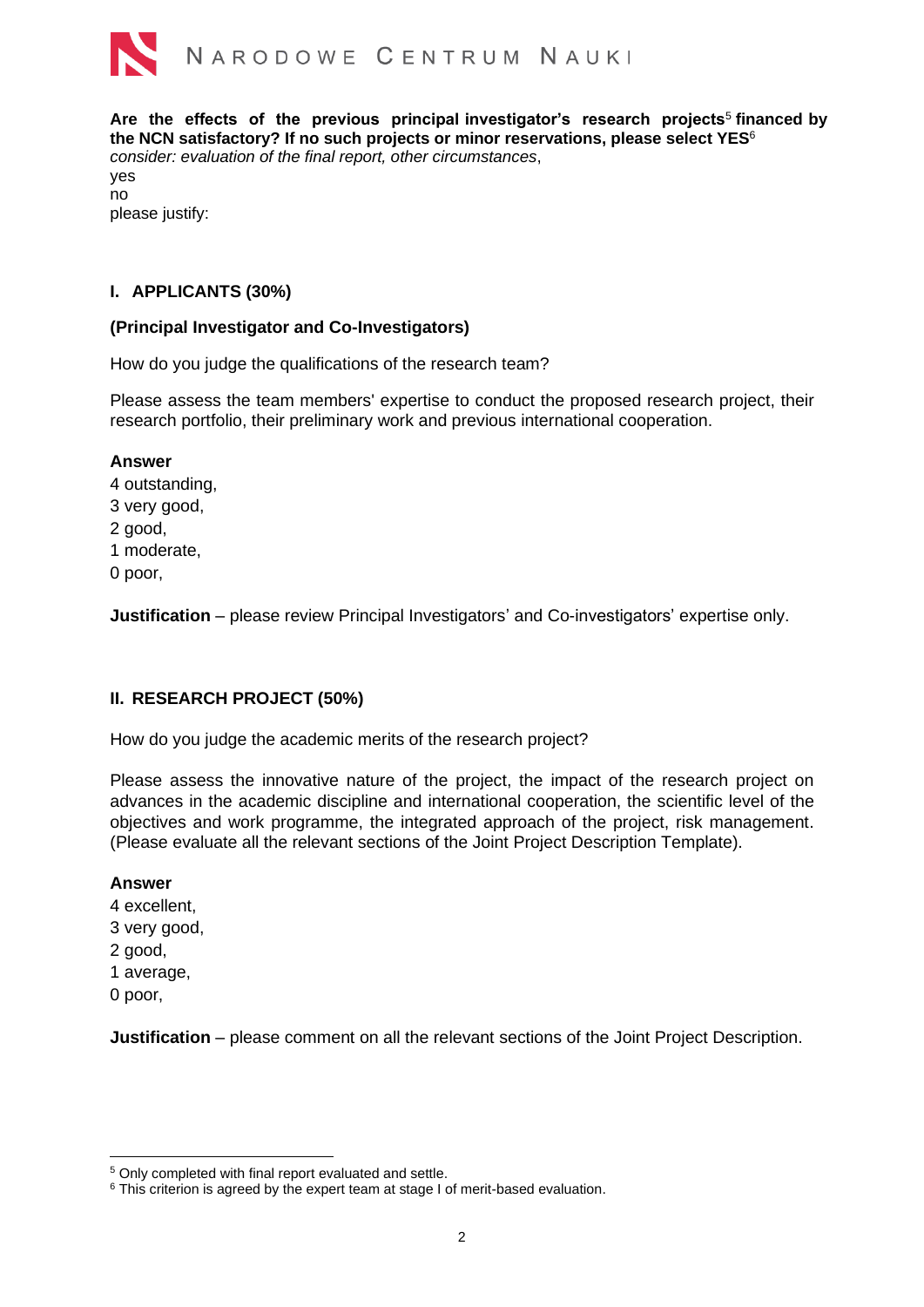**Are the effects of the previous principal investigator's research projects[5] financed by the NCN satisfactory? If no such projects or minor reservations, please select YES[6]**

*consider: evaluation of the final report, other circumstances*,

yes

no

please justify:

## I. APPLICANTS (30%)

### (Principal Investigator and Co-Investigators)

How do you judge the qualifications of the research team?

Please assess the team members' expertise to conduct the proposed research project, their research portfolio, their preliminary work and previous international cooperation.

**Answer**

4 outstanding,

3 very good,

2 good,

1 moderate,

0 poor,

**Justification** – please review Principal Investigators' and Co-investigators' expertise only.

## II. RESEARCH PROJECT (50%)

How do you judge the academic merits of the research project?

Please assess the innovative nature of the project, the impact of the research project on advances in the academic discipline and international cooperation, the scientific level of the objectives and work programme, the integrated approach of the project, risk management. (Please evaluate all the relevant sections of the Joint Project Description Template).

**Answer**

4 excellent,

3 very good,

2 good,

1 average,

0 poor,

**Justification** – please comment on all the relevant sections of the Joint Project Description.

---

[5] Only completed with final report evaluated and settle.

[6] This criterion is agreed by the expert team at stage I of merit-based evaluation.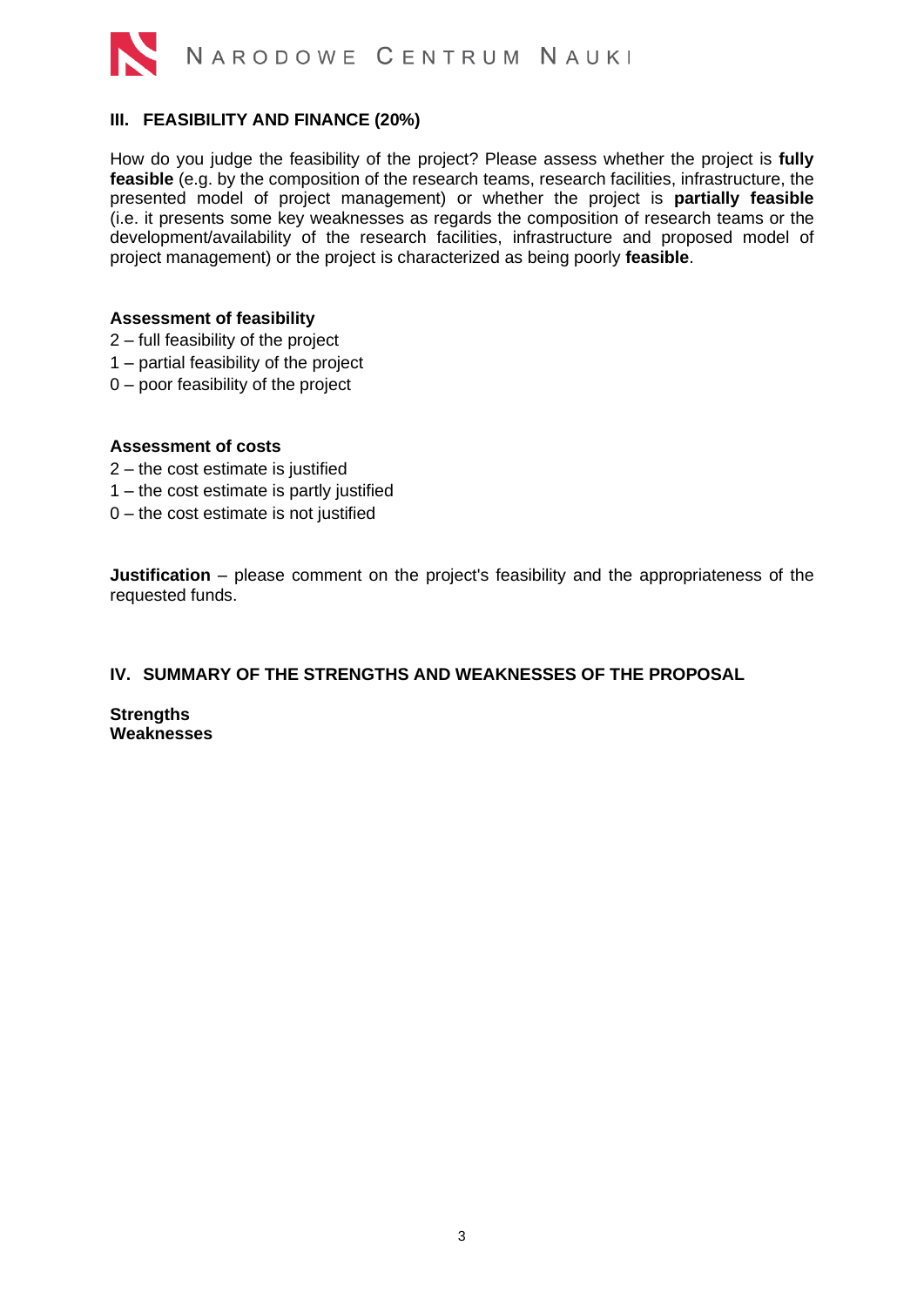## III. FEASIBILITY AND FINANCE (20%)

How do you judge the feasibility of the project? Please assess whether the project is **fully feasible** (e.g. by the composition of the research teams, research facilities, infrastructure, the presented model of project management) or whether the project is **partially feasible** (i.e. it presents some key weaknesses as regards the composition of research teams or the development/availability of the research facilities, infrastructure and proposed model of project management) or the project is characterized as being poorly **feasible**.

**Assessment of feasibility**

2 – full feasibility of the project
1 – partial feasibility of the project
0 – poor feasibility of the project

**Assessment of costs**

2 – the cost estimate is justified
1 – the cost estimate is partly justified
0 – the cost estimate is not justified

**Justification** – please comment on the project's feasibility and the appropriateness of the requested funds.

## IV. SUMMARY OF THE STRENGTHS AND WEAKNESSES OF THE PROPOSAL

**Strengths**
**Weaknesses**